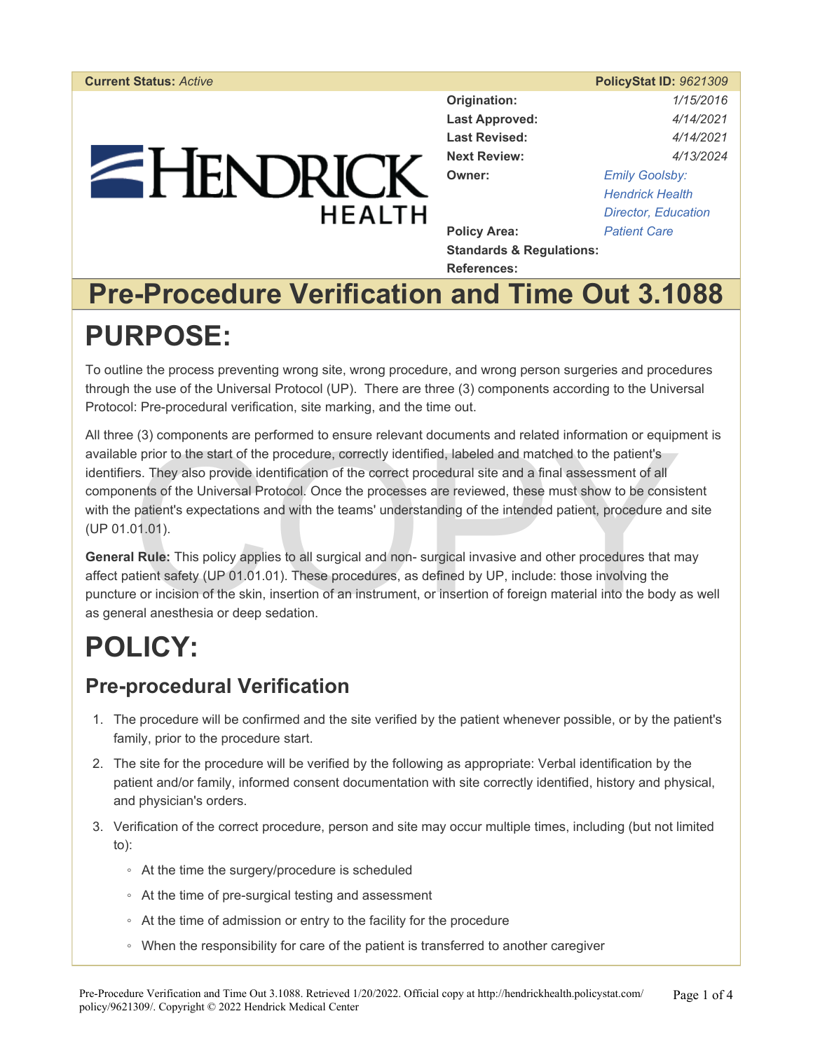| Current Status: *Active* | PolicyStat ID: *9621309* |
|---|---|
| Origination: | *1/15/2016* |
| Last Approved: | *4/14/2021* |
| Last Revised: | *4/14/2021* |
| Next Review: | *4/13/2024* |
| Owner: | *Emily Goolsby: Hendrick Health Director, Education* |
| Policy Area: | *Patient Care* |
| Standards & Regulations: | |
| References: | |

# Pre-Procedure Verification and Time Out 3.1088

# PURPOSE:

To outline the process preventing wrong site, wrong procedure, and wrong person surgeries and procedures through the use of the Universal Protocol (UP). There are three (3) components according to the Universal Protocol: Pre-procedural verification, site marking, and the time out.

All three (3) components are performed to ensure relevant documents and related information or equipment is available prior to the start of the procedure, correctly identified, labeled and matched to the patient's identifiers. They also provide identification of the correct procedural site and a final assessment of all components of the Universal Protocol. Once the processes are reviewed, these must show to be consistent with the patient's expectations and with the teams' understanding of the intended patient, procedure and site (UP 01.01.01).

**General Rule:** This policy applies to all surgical and non- surgical invasive and other procedures that may affect patient safety (UP 01.01.01). These procedures, as defined by UP, include: those involving the puncture or incision of the skin, insertion of an instrument, or insertion of foreign material into the body as well as general anesthesia or deep sedation.

# POLICY:

## Pre-procedural Verification

1. The procedure will be confirmed and the site verified by the patient whenever possible, or by the patient's family, prior to the procedure start.
2. The site for the procedure will be verified by the following as appropriate: Verbal identification by the patient and/or family, informed consent documentation with site correctly identified, history and physical, and physician's orders.
3. Verification of the correct procedure, person and site may occur multiple times, including (but not limited to):
   - At the time the surgery/procedure is scheduled
   - At the time of pre-surgical testing and assessment
   - At the time of admission or entry to the facility for the procedure
   - When the responsibility for care of the patient is transferred to another caregiver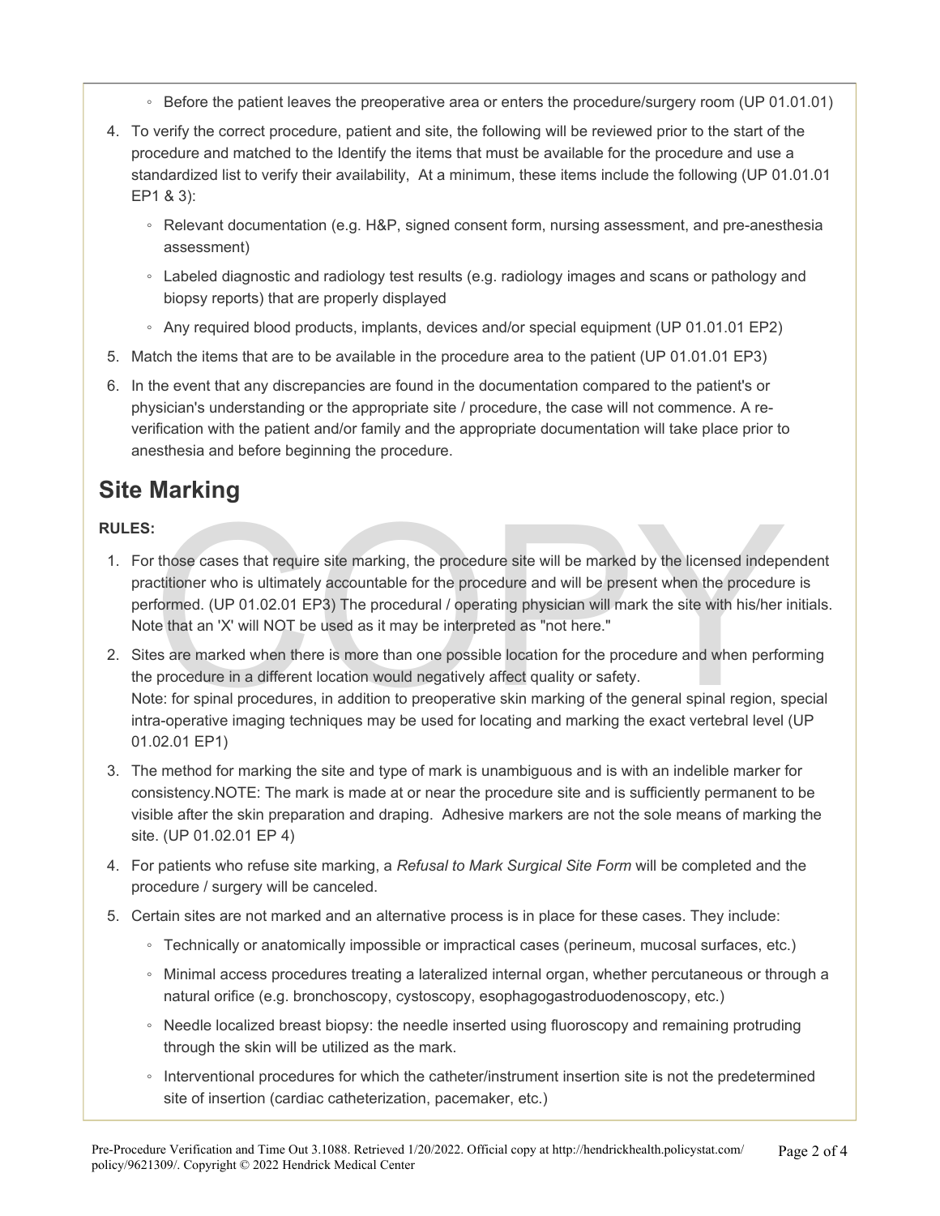- Before the patient leaves the preoperative area or enters the procedure/surgery room (UP 01.01.01)

4. To verify the correct procedure, patient and site, the following will be reviewed prior to the start of the procedure and matched to the Identify the items that must be available for the procedure and use a standardized list to verify their availability, At a minimum, these items include the following (UP 01.01.01 EP1 & 3):
   - Relevant documentation (e.g. H&P, signed consent form, nursing assessment, and pre-anesthesia assessment)
   - Labeled diagnostic and radiology test results (e.g. radiology images and scans or pathology and biopsy reports) that are properly displayed
   - Any required blood products, implants, devices and/or special equipment (UP 01.01.01 EP2)
5. Match the items that are to be available in the procedure area to the patient (UP 01.01.01 EP3)
6. In the event that any discrepancies are found in the documentation compared to the patient's or physician's understanding or the appropriate site / procedure, the case will not commence. A re-verification with the patient and/or family and the appropriate documentation will take place prior to anesthesia and before beginning the procedure.

## Site Marking

**RULES:**

1. For those cases that require site marking, the procedure site will be marked by the licensed independent practitioner who is ultimately accountable for the procedure and will be present when the procedure is performed. (UP 01.02.01 EP3) The procedural / operating physician will mark the site with his/her initials. Note that an 'X' will NOT be used as it may be interpreted as "not here."
2. Sites are marked when there is more than one possible location for the procedure and when performing the procedure in a different location would negatively affect quality or safety.
   Note: for spinal procedures, in addition to preoperative skin marking of the general spinal region, special intra-operative imaging techniques may be used for locating and marking the exact vertebral level (UP 01.02.01 EP1)
3. The method for marking the site and type of mark is unambiguous and is with an indelible marker for consistency.NOTE: The mark is made at or near the procedure site and is sufficiently permanent to be visible after the skin preparation and draping. Adhesive markers are not the sole means of marking the site. (UP 01.02.01 EP 4)
4. For patients who refuse site marking, a *Refusal to Mark Surgical Site Form* will be completed and the procedure / surgery will be canceled.
5. Certain sites are not marked and an alternative process is in place for these cases. They include:
   - Technically or anatomically impossible or impractical cases (perineum, mucosal surfaces, etc.)
   - Minimal access procedures treating a lateralized internal organ, whether percutaneous or through a natural orifice (e.g. bronchoscopy, cystoscopy, esophagogastroduodenoscopy, etc.)
   - Needle localized breast biopsy: the needle inserted using fluoroscopy and remaining protruding through the skin will be utilized as the mark.
   - Interventional procedures for which the catheter/instrument insertion site is not the predetermined site of insertion (cardiac catheterization, pacemaker, etc.)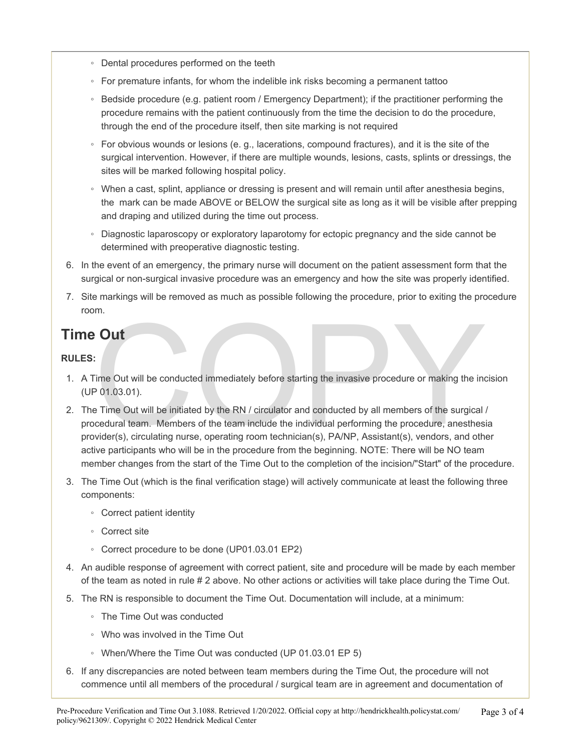- Dental procedures performed on the teeth
- For premature infants, for whom the indelible ink risks becoming a permanent tattoo
- Bedside procedure (e.g. patient room / Emergency Department); if the practitioner performing the procedure remains with the patient continuously from the time the decision to do the procedure, through the end of the procedure itself, then site marking is not required
- For obvious wounds or lesions (e. g., lacerations, compound fractures), and it is the site of the surgical intervention. However, if there are multiple wounds, lesions, casts, splints or dressings, the sites will be marked following hospital policy.
- When a cast, splint, appliance or dressing is present and will remain until after anesthesia begins, the mark can be made ABOVE or BELOW the surgical site as long as it will be visible after prepping and draping and utilized during the time out process.
- Diagnostic laparoscopy or exploratory laparotomy for ectopic pregnancy and the side cannot be determined with preoperative diagnostic testing.

6. In the event of an emergency, the primary nurse will document on the patient assessment form that the surgical or non-surgical invasive procedure was an emergency and how the site was properly identified.
7. Site markings will be removed as much as possible following the procedure, prior to exiting the procedure room.

## Time Out

**RULES:**

1. A Time Out will be conducted immediately before starting the invasive procedure or making the incision (UP 01.03.01).
2. The Time Out will be initiated by the RN / circulator and conducted by all members of the surgical / procedural team. Members of the team include the individual performing the procedure, anesthesia provider(s), circulating nurse, operating room technician(s), PA/NP, Assistant(s), vendors, and other active participants who will be in the procedure from the beginning. NOTE: There will be NO team member changes from the start of the Time Out to the completion of the incision/"Start" of the procedure.
3. The Time Out (which is the final verification stage) will actively communicate at least the following three components:
    - Correct patient identity
    - Correct site
    - Correct procedure to be done (UP01.03.01 EP2)
4. An audible response of agreement with correct patient, site and procedure will be made by each member of the team as noted in rule # 2 above. No other actions or activities will take place during the Time Out.
5. The RN is responsible to document the Time Out. Documentation will include, at a minimum:
    - The Time Out was conducted
    - Who was involved in the Time Out
    - When/Where the Time Out was conducted (UP 01.03.01 EP 5)
6. If any discrepancies are noted between team members during the Time Out, the procedure will not commence until all members of the procedural / surgical team are in agreement and documentation of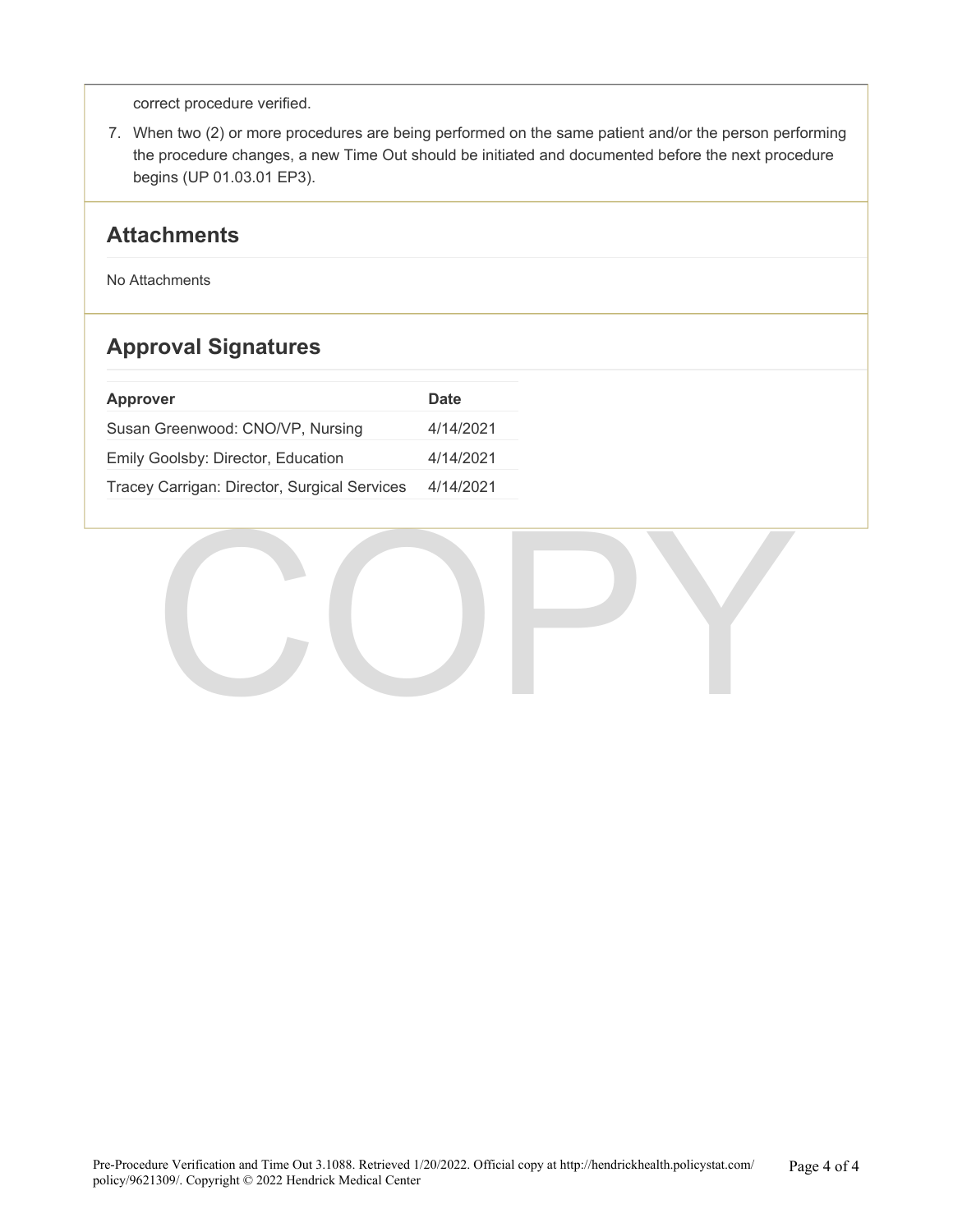correct procedure verified.

7. When two (2) or more procedures are being performed on the same patient and/or the person performing the procedure changes, a new Time Out should be initiated and documented before the next procedure begins (UP 01.03.01 EP3).

## Attachments

No Attachments

## Approval Signatures

| Approver | Date |
| --- | --- |
| Susan Greenwood: CNO/VP, Nursing | 4/14/2021 |
| Emily Goolsby: Director, Education | 4/14/2021 |
| Tracey Carrigan: Director, Surgical Services | 4/14/2021 |